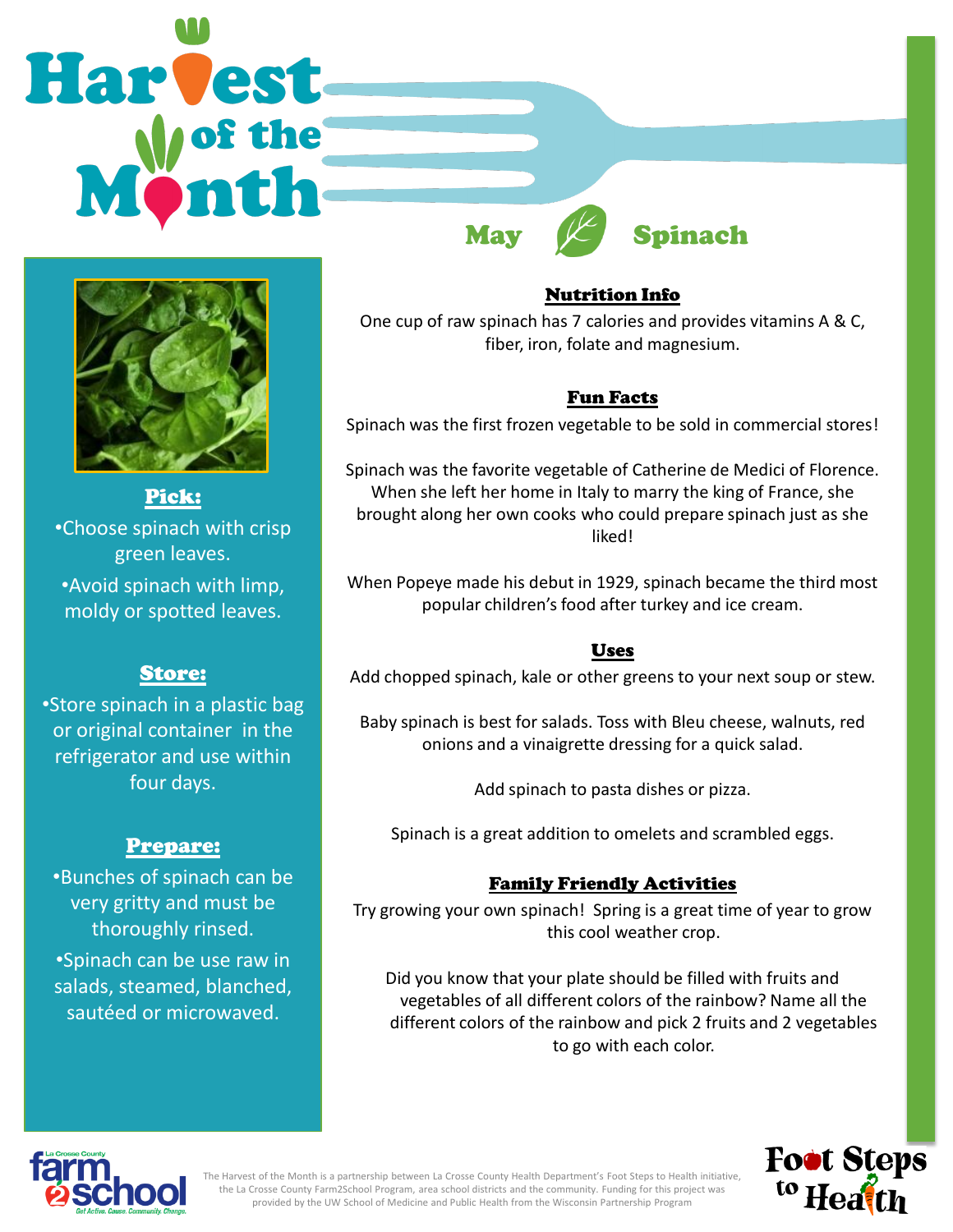# Harvest of the Month

## May — Spinach

### Pick:

- Choose spinach with crisp green leaves.
- Avoid spinach with limp, moldy or spotted leaves.

### Store:

- Store spinach in a plastic bag or original container in the refrigerator and use within four days.

### Prepare:

- Bunches of spinach can be very gritty and must be thoroughly rinsed.
- Spinach can be use raw in salads, steamed, blanched, sautéed or microwaved.

### Nutrition Info

One cup of raw spinach has 7 calories and provides vitamins A & C, fiber, iron, folate and magnesium.

### Fun Facts

Spinach was the first frozen vegetable to be sold in commercial stores!

Spinach was the favorite vegetable of Catherine de Medici of Florence. When she left her home in Italy to marry the king of France, she brought along her own cooks who could prepare spinach just as she liked!

When Popeye made his debut in 1929, spinach became the third most popular children's food after turkey and ice cream.

### Uses

Add chopped spinach, kale or other greens to your next soup or stew.

Baby spinach is best for salads. Toss with Bleu cheese, walnuts, red onions and a vinaigrette dressing for a quick salad.

Add spinach to pasta dishes or pizza.

Spinach is a great addition to omelets and scrambled eggs.

### Family Friendly Activities

Try growing your own spinach! Spring is a great time of year to grow this cool weather crop.

Did you know that your plate should be filled with fruits and vegetables of all different colors of the rainbow? Name all the different colors of the rainbow and pick 2 fruits and 2 vegetables to go with each color.

La Crosse County farm2school — Get Active. Cause. Community. Change.

The Harvest of the Month is a partnership between La Crosse County Health Department's Foot Steps to Health initiative, the La Crosse County Farm2School Program, area school districts and the community. Funding for this project was provided by the UW School of Medicine and Public Health from the Wisconsin Partnership Program

Foot Steps to Health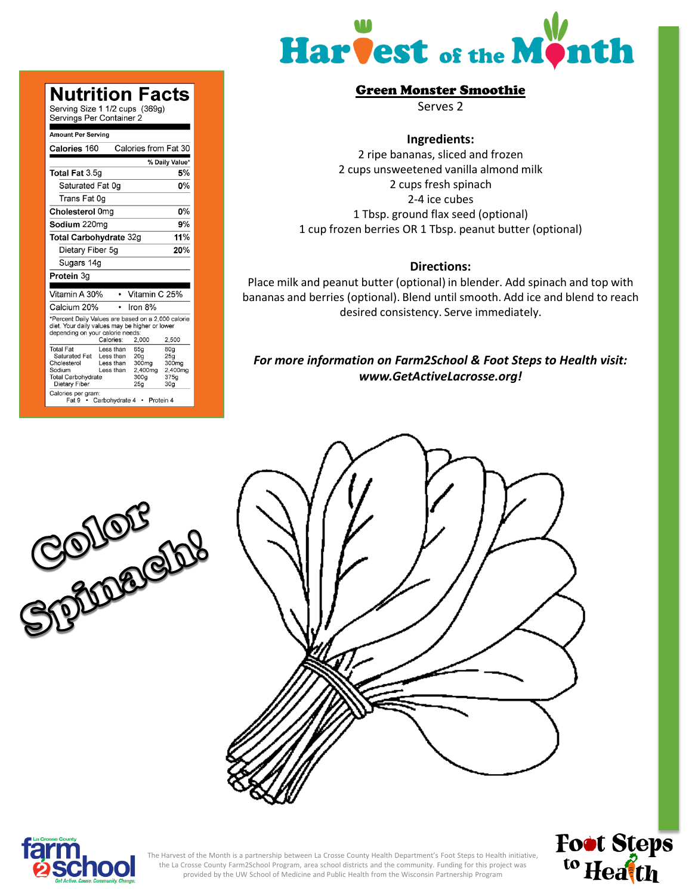# Harvest of the Month

## Nutrition Facts

Serving Size 1 1/2 cups (369g)
Servings Per Container 2

| Amount Per Serving | |
|---|---|
| **Calories** 160 | Calories from Fat 30 |
| | **% Daily Value*** |
| **Total Fat** 3.5g | **5%** |
| Saturated Fat 0g | **0%** |
| Trans Fat 0g | |
| **Cholesterol** 0mg | **0%** |
| **Sodium** 220mg | **9%** |
| **Total Carbohydrate** 32g | **11%** |
| Dietary Fiber 5g | **20%** |
| Sugars 14g | |
| **Protein** 3g | |

Vitamin A 30% • Vitamin C 25%
Calcium 20% • Iron 8%

*Percent Daily Values are based on a 2,000 calorie diet. Your daily values may be higher or lower depending on your calorie needs:

| | | Calories: 2,000 | 2,500 |
|---|---|---|---|
| Total Fat | Less than | 65g | 80g |
| Saturated Fat | Less than | 20g | 25g |
| Cholesterol | Less than | 300mg | 300mg |
| Sodium | Less than | 2,400mg | 2,400mg |
| Total Carbohydrate | | 300g | 375g |
| Dietary Fiber | | 25g | 30g |

Calories per gram:
Fat 9 • Carbohydrate 4 • Protein 4

## Green Monster Smoothie

Serves 2

### Ingredients:

2 ripe bananas, sliced and frozen
2 cups unsweetened vanilla almond milk
2 cups fresh spinach
2-4 ice cubes
1 Tbsp. ground flax seed (optional)
1 cup frozen berries OR 1 Tbsp. peanut butter (optional)

### Directions:

Place milk and peanut butter (optional) in blender. Add spinach and top with bananas and berries (optional). Blend until smooth. Add ice and blend to reach desired consistency. Serve immediately.

***For more information on Farm2School & Foot Steps to Health visit: www.GetActiveLacrosse.org!***

**Color Spinach!**

The Harvest of the Month is a partnership between La Crosse County Health Department's Foot Steps to Health initiative, the La Crosse County Farm2School Program, area school districts and the community. Funding for this project was provided by the UW School of Medicine and Public Health from the Wisconsin Partnership Program